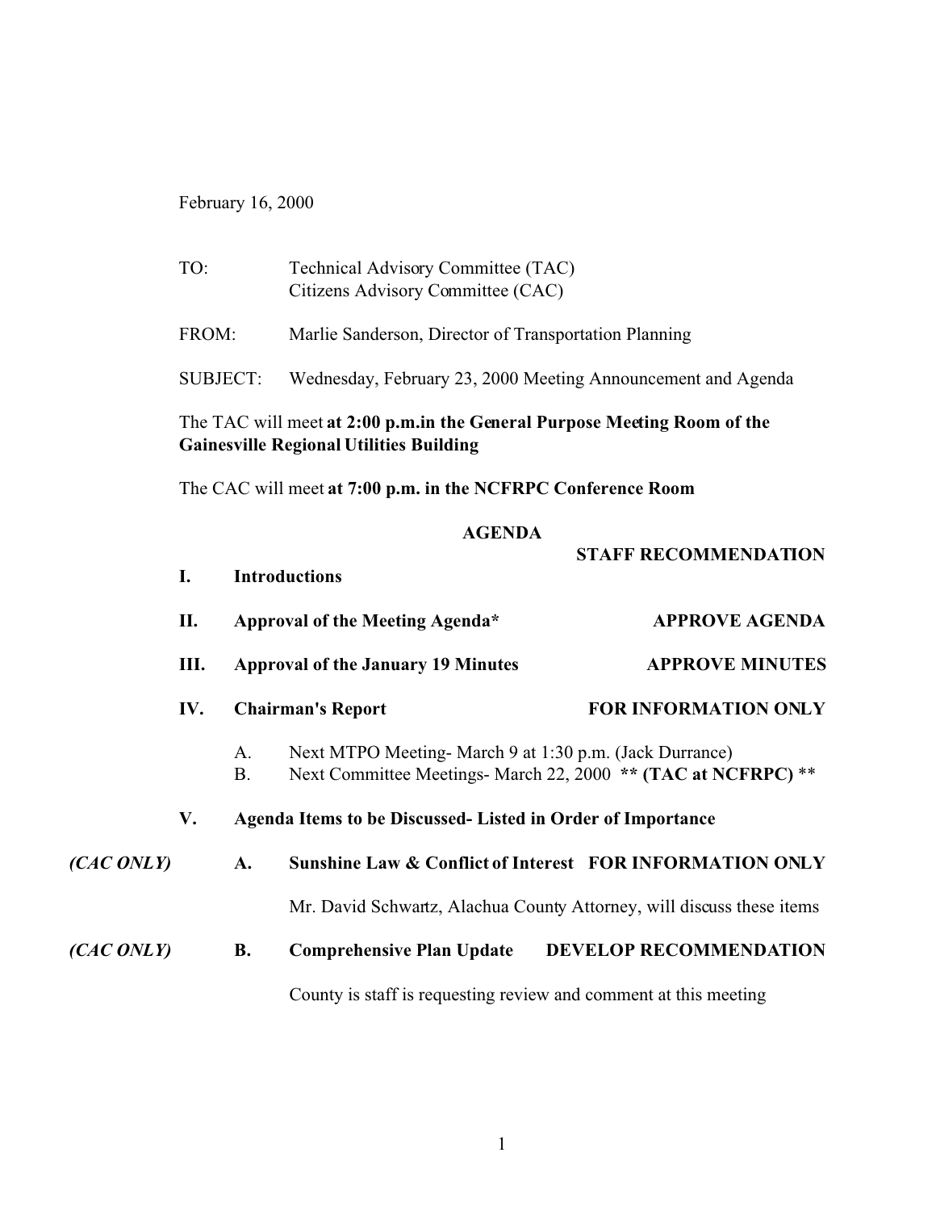February 16, 2000

TO: Technical Advisory Committee (TAC)
Citizens Advisory Committee (CAC)

FROM: Marlie Sanderson, Director of Transportation Planning

SUBJECT: Wednesday, February 23, 2000 Meeting Announcement and Agenda

The TAC will meet **at 2:00 p.m.in the General Purpose Meeting Room of the Gainesville Regional Utilities Building**

The CAC will meet **at 7:00 p.m. in the NCFRPC Conference Room**

**AGENDA**

**STAFF RECOMMENDATION**

**I. Introductions**

**II. Approval of the Meeting Agenda*** — **APPROVE AGENDA**

**III. Approval of the January 19 Minutes** — **APPROVE MINUTES**

**IV. Chairman's Report** — **FOR INFORMATION ONLY**

A. Next MTPO Meeting- March 9 at 1:30 p.m. (Jack Durrance)
B. Next Committee Meetings- March 22, 2000 **** (TAC at NCFRPC)** **

**V. Agenda Items to be Discussed- Listed in Order of Importance**

*(CAC ONLY)* **A. Sunshine Law & Conflict of Interest** — **FOR INFORMATION ONLY**

Mr. David Schwartz, Alachua County Attorney, will discuss these items

*(CAC ONLY)* **B. Comprehensive Plan Update** — **DEVELOP RECOMMENDATION**

County is staff is requesting review and comment at this meeting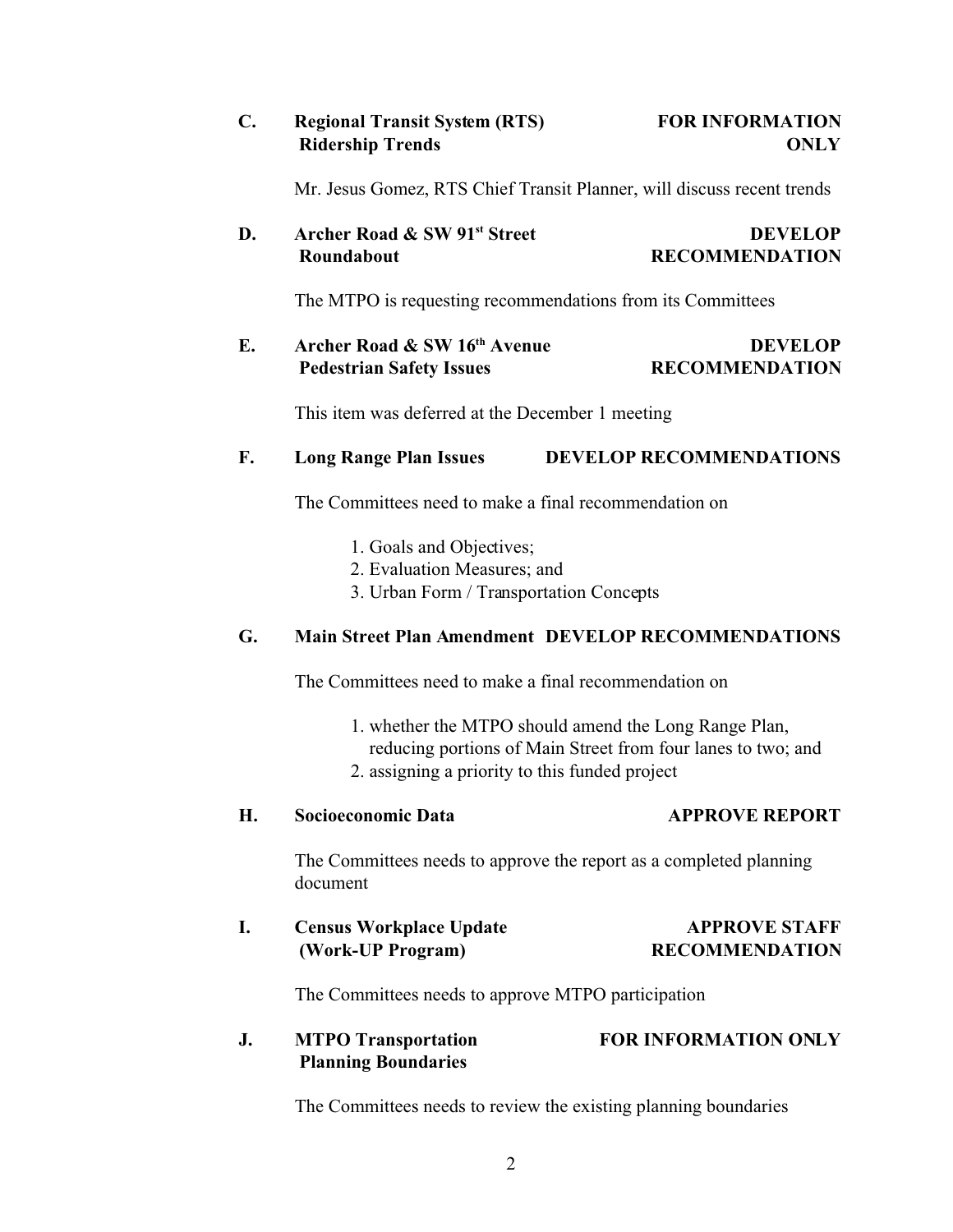**C. Regional Transit System (RTS) Ridership Trends** — **FOR INFORMATION ONLY**

Mr. Jesus Gomez, RTS Chief Transit Planner, will discuss recent trends

**D. Archer Road & SW 91st Street Roundabout** — **DEVELOP RECOMMENDATION**

The MTPO is requesting recommendations from its Committees

**E. Archer Road & SW 16th Avenue Pedestrian Safety Issues** — **DEVELOP RECOMMENDATION**

This item was deferred at the December 1 meeting

**F. Long Range Plan Issues** — **DEVELOP RECOMMENDATIONS**

The Committees need to make a final recommendation on

1. Goals and Objectives;
2. Evaluation Measures; and
3. Urban Form / Transportation Concepts

**G. Main Street Plan Amendment** — **DEVELOP RECOMMENDATIONS**

The Committees need to make a final recommendation on

1. whether the MTPO should amend the Long Range Plan, reducing portions of Main Street from four lanes to two; and
2. assigning a priority to this funded project

**H. Socioeconomic Data** — **APPROVE REPORT**

The Committees needs to approve the report as a completed planning document

**I. Census Workplace Update (Work-UP Program)** — **APPROVE STAFF RECOMMENDATION**

The Committees needs to approve MTPO participation

**J. MTPO Transportation Planning Boundaries** — **FOR INFORMATION ONLY**

The Committees needs to review the existing planning boundaries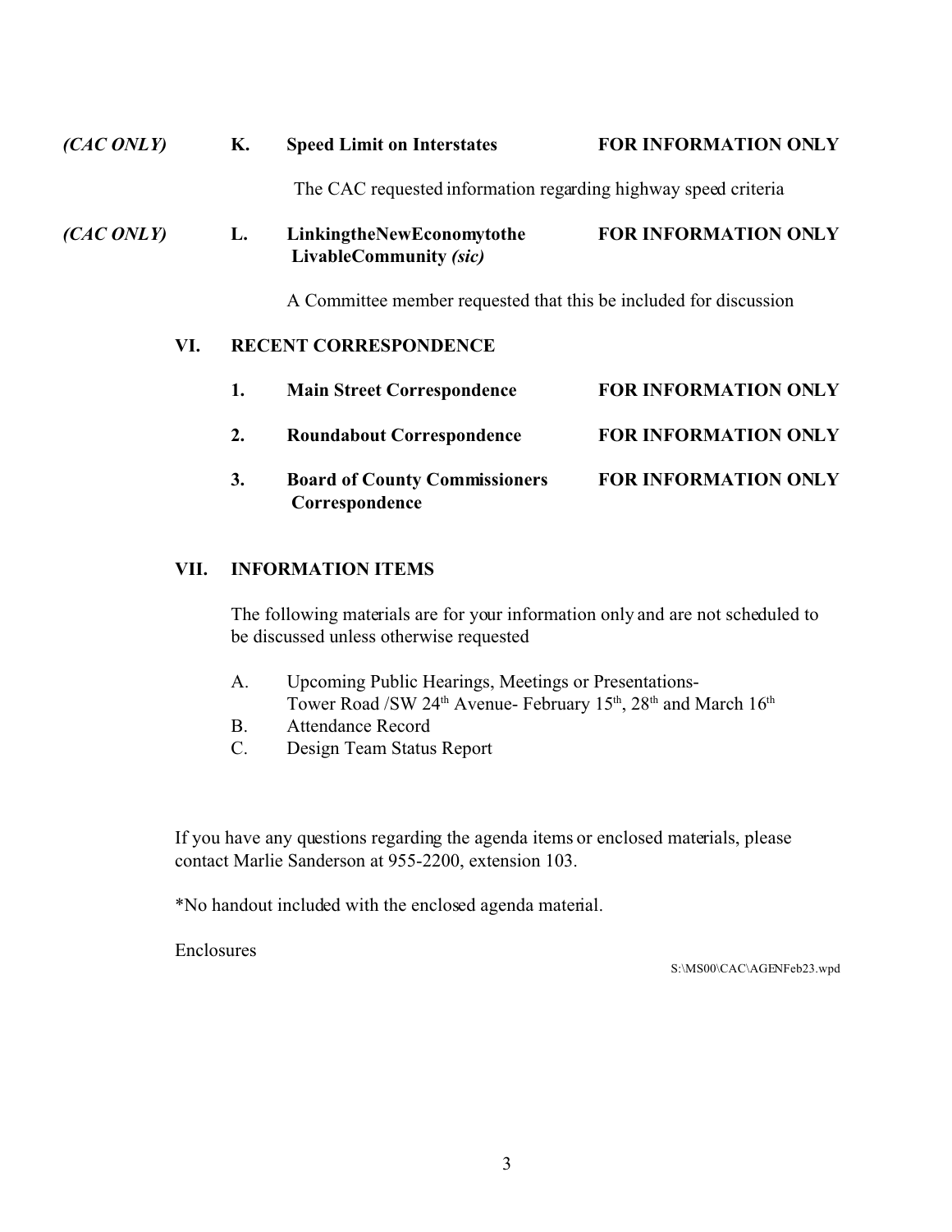***(CAC ONLY)*** **K. Speed Limit on Interstates** **FOR INFORMATION ONLY**

The CAC requested information regarding highway speed criteria

***(CAC ONLY)*** **L. LinkingtheNewEconomytothe LivableCommunity *(sic)*** **FOR INFORMATION ONLY**

A Committee member requested that this be included for discussion

## VI. RECENT CORRESPONDENCE

1. **Main Street Correspondence** **FOR INFORMATION ONLY**
2. **Roundabout Correspondence** **FOR INFORMATION ONLY**
3. **Board of County Commissioners Correspondence** **FOR INFORMATION ONLY**

## VII. INFORMATION ITEMS

The following materials are for your information only and are not scheduled to be discussed unless otherwise requested

A. Upcoming Public Hearings, Meetings or Presentations- Tower Road /SW 24th Avenue- February 15th, 28th and March 16th
B. Attendance Record
C. Design Team Status Report

If you have any questions regarding the agenda items or enclosed materials, please contact Marlie Sanderson at 955-2200, extension 103.

*No handout included with the enclosed agenda material.

Enclosures

S:\MS00\CAC\AGENFeb23.wpd